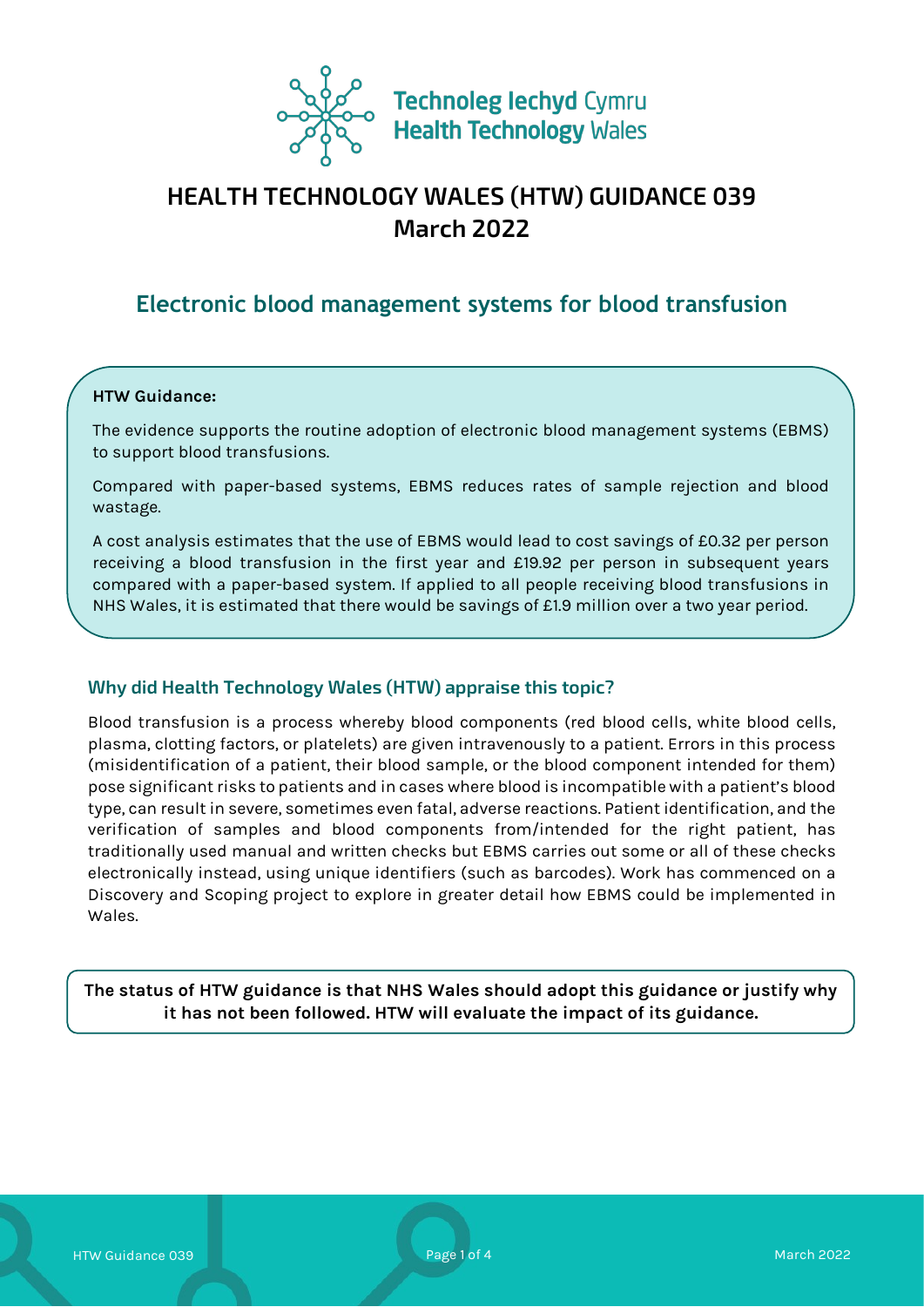Technoleg Iechyd Cymru
Health Technology Wales

# HEALTH TECHNOLOGY WALES (HTW) GUIDANCE 039
# March 2022

## Electronic blood management systems for blood transfusion

**HTW Guidance:**

The evidence supports the routine adoption of electronic blood management systems (EBMS) to support blood transfusions.

Compared with paper-based systems, EBMS reduces rates of sample rejection and blood wastage.

A cost analysis estimates that the use of EBMS would lead to cost savings of £0.32 per person receiving a blood transfusion in the first year and £19.92 per person in subsequent years compared with a paper-based system. If applied to all people receiving blood transfusions in NHS Wales, it is estimated that there would be savings of £1.9 million over a two year period.

### Why did Health Technology Wales (HTW) appraise this topic?

Blood transfusion is a process whereby blood components (red blood cells, white blood cells, plasma, clotting factors, or platelets) are given intravenously to a patient. Errors in this process (misidentification of a patient, their blood sample, or the blood component intended for them) pose significant risks to patients and in cases where blood is incompatible with a patient's blood type, can result in severe, sometimes even fatal, adverse reactions. Patient identification, and the verification of samples and blood components from/intended for the right patient, has traditionally used manual and written checks but EBMS carries out some or all of these checks electronically instead, using unique identifiers (such as barcodes). Work has commenced on a Discovery and Scoping project to explore in greater detail how EBMS could be implemented in Wales.

**The status of HTW guidance is that NHS Wales should adopt this guidance or justify why it has not been followed. HTW will evaluate the impact of its guidance.**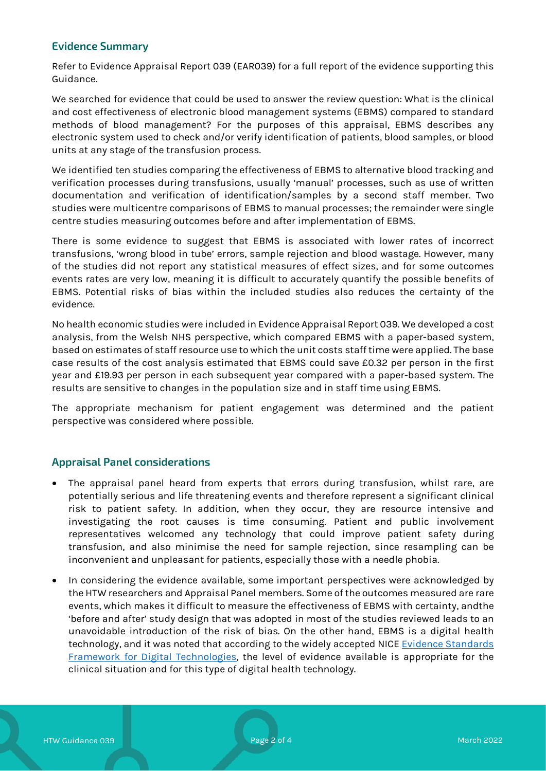## Evidence Summary

Refer to Evidence Appraisal Report 039 (EAR039) for a full report of the evidence supporting this Guidance.

We searched for evidence that could be used to answer the review question: What is the clinical and cost effectiveness of electronic blood management systems (EBMS) compared to standard methods of blood management? For the purposes of this appraisal, EBMS describes any electronic system used to check and/or verify identification of patients, blood samples, or blood units at any stage of the transfusion process.

We identified ten studies comparing the effectiveness of EBMS to alternative blood tracking and verification processes during transfusions, usually 'manual' processes, such as use of written documentation and verification of identification/samples by a second staff member. Two studies were multicentre comparisons of EBMS to manual processes; the remainder were single centre studies measuring outcomes before and after implementation of EBMS.

There is some evidence to suggest that EBMS is associated with lower rates of incorrect transfusions, 'wrong blood in tube' errors, sample rejection and blood wastage. However, many of the studies did not report any statistical measures of effect sizes, and for some outcomes events rates are very low, meaning it is difficult to accurately quantify the possible benefits of EBMS. Potential risks of bias within the included studies also reduces the certainty of the evidence.

No health economic studies were included in Evidence Appraisal Report 039. We developed a cost analysis, from the Welsh NHS perspective, which compared EBMS with a paper-based system, based on estimates of staff resource use to which the unit costs staff time were applied. The base case results of the cost analysis estimated that EBMS could save £0.32 per person in the first year and £19.93 per person in each subsequent year compared with a paper-based system. The results are sensitive to changes in the population size and in staff time using EBMS.

The appropriate mechanism for patient engagement was determined and the patient perspective was considered where possible.

## Appraisal Panel considerations

- The appraisal panel heard from experts that errors during transfusion, whilst rare, are potentially serious and life threatening events and therefore represent a significant clinical risk to patient safety. In addition, when they occur, they are resource intensive and investigating the root causes is time consuming. Patient and public involvement representatives welcomed any technology that could improve patient safety during transfusion, and also minimise the need for sample rejection, since resampling can be inconvenient and unpleasant for patients, especially those with a needle phobia.
- In considering the evidence available, some important perspectives were acknowledged by the HTW researchers and Appraisal Panel members. Some of the outcomes measured are rare events, which makes it difficult to measure the effectiveness of EBMS with certainty, andthe 'before and after' study design that was adopted in most of the studies reviewed leads to an unavoidable introduction of the risk of bias. On the other hand, EBMS is a digital health technology, and it was noted that according to the widely accepted NICE [Evidence Standards Framework for Digital Technologies](), the level of evidence available is appropriate for the clinical situation and for this type of digital health technology.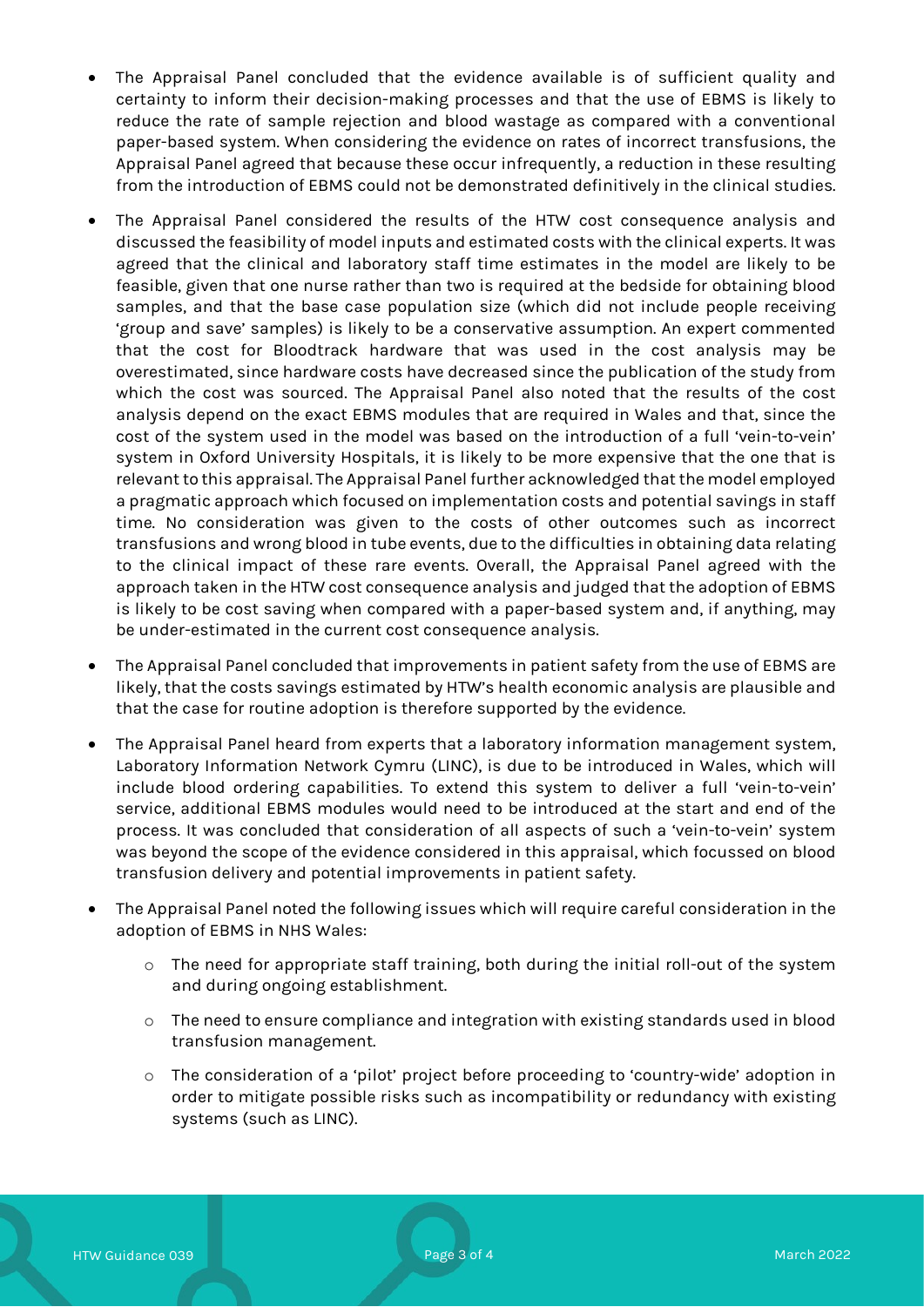- The Appraisal Panel concluded that the evidence available is of sufficient quality and certainty to inform their decision-making processes and that the use of EBMS is likely to reduce the rate of sample rejection and blood wastage as compared with a conventional paper-based system. When considering the evidence on rates of incorrect transfusions, the Appraisal Panel agreed that because these occur infrequently, a reduction in these resulting from the introduction of EBMS could not be demonstrated definitively in the clinical studies.
- The Appraisal Panel considered the results of the HTW cost consequence analysis and discussed the feasibility of model inputs and estimated costs with the clinical experts. It was agreed that the clinical and laboratory staff time estimates in the model are likely to be feasible, given that one nurse rather than two is required at the bedside for obtaining blood samples, and that the base case population size (which did not include people receiving 'group and save' samples) is likely to be a conservative assumption. An expert commented that the cost for Bloodtrack hardware that was used in the cost analysis may be overestimated, since hardware costs have decreased since the publication of the study from which the cost was sourced. The Appraisal Panel also noted that the results of the cost analysis depend on the exact EBMS modules that are required in Wales and that, since the cost of the system used in the model was based on the introduction of a full 'vein-to-vein' system in Oxford University Hospitals, it is likely to be more expensive that the one that is relevant to this appraisal. The Appraisal Panel further acknowledged that the model employed a pragmatic approach which focused on implementation costs and potential savings in staff time. No consideration was given to the costs of other outcomes such as incorrect transfusions and wrong blood in tube events, due to the difficulties in obtaining data relating to the clinical impact of these rare events. Overall, the Appraisal Panel agreed with the approach taken in the HTW cost consequence analysis and judged that the adoption of EBMS is likely to be cost saving when compared with a paper-based system and, if anything, may be under-estimated in the current cost consequence analysis.
- The Appraisal Panel concluded that improvements in patient safety from the use of EBMS are likely, that the costs savings estimated by HTW's health economic analysis are plausible and that the case for routine adoption is therefore supported by the evidence.
- The Appraisal Panel heard from experts that a laboratory information management system, Laboratory Information Network Cymru (LINC), is due to be introduced in Wales, which will include blood ordering capabilities. To extend this system to deliver a full 'vein-to-vein' service, additional EBMS modules would need to be introduced at the start and end of the process. It was concluded that consideration of all aspects of such a 'vein-to-vein' system was beyond the scope of the evidence considered in this appraisal, which focussed on blood transfusion delivery and potential improvements in patient safety.
- The Appraisal Panel noted the following issues which will require careful consideration in the adoption of EBMS in NHS Wales:
    - The need for appropriate staff training, both during the initial roll-out of the system and during ongoing establishment.
    - The need to ensure compliance and integration with existing standards used in blood transfusion management.
    - The consideration of a 'pilot' project before proceeding to 'country-wide' adoption in order to mitigate possible risks such as incompatibility or redundancy with existing systems (such as LINC).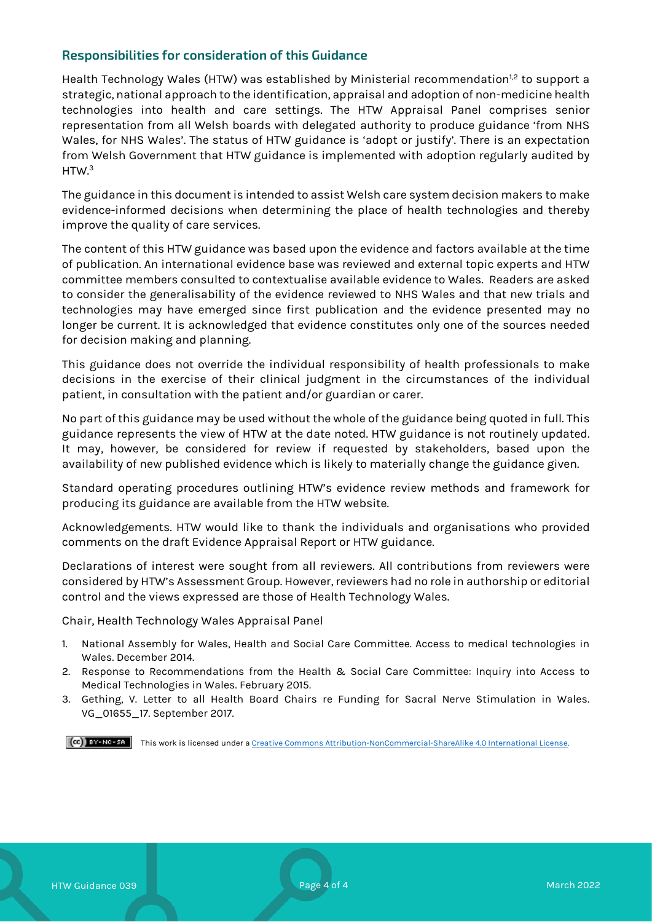## Responsibilities for consideration of this Guidance

Health Technology Wales (HTW) was established by Ministerial recommendation[1,2] to support a strategic, national approach to the identification, appraisal and adoption of non-medicine health technologies into health and care settings. The HTW Appraisal Panel comprises senior representation from all Welsh boards with delegated authority to produce guidance 'from NHS Wales, for NHS Wales'. The status of HTW guidance is 'adopt or justify'. There is an expectation from Welsh Government that HTW guidance is implemented with adoption regularly audited by HTW.[3]

The guidance in this document is intended to assist Welsh care system decision makers to make evidence-informed decisions when determining the place of health technologies and thereby improve the quality of care services.

The content of this HTW guidance was based upon the evidence and factors available at the time of publication. An international evidence base was reviewed and external topic experts and HTW committee members consulted to contextualise available evidence to Wales. Readers are asked to consider the generalisability of the evidence reviewed to NHS Wales and that new trials and technologies may have emerged since first publication and the evidence presented may no longer be current. It is acknowledged that evidence constitutes only one of the sources needed for decision making and planning.

This guidance does not override the individual responsibility of health professionals to make decisions in the exercise of their clinical judgment in the circumstances of the individual patient, in consultation with the patient and/or guardian or carer.

No part of this guidance may be used without the whole of the guidance being quoted in full. This guidance represents the view of HTW at the date noted. HTW guidance is not routinely updated. It may, however, be considered for review if requested by stakeholders, based upon the availability of new published evidence which is likely to materially change the guidance given.

Standard operating procedures outlining HTW's evidence review methods and framework for producing its guidance are available from the HTW website.

Acknowledgements. HTW would like to thank the individuals and organisations who provided comments on the draft Evidence Appraisal Report or HTW guidance.

Declarations of interest were sought from all reviewers. All contributions from reviewers were considered by HTW's Assessment Group. However, reviewers had no role in authorship or editorial control and the views expressed are those of Health Technology Wales.

Chair, Health Technology Wales Appraisal Panel

1. National Assembly for Wales, Health and Social Care Committee. Access to medical technologies in Wales. December 2014.
2. Response to Recommendations from the Health & Social Care Committee: Inquiry into Access to Medical Technologies in Wales. February 2015.
3. Gething, V. Letter to all Health Board Chairs re Funding for Sacral Nerve Stimulation in Wales. VG_01655_17. September 2017.

(cc) BY-NC-SA This work is licensed under a Creative Commons Attribution-NonCommercial-ShareAlike 4.0 International License.